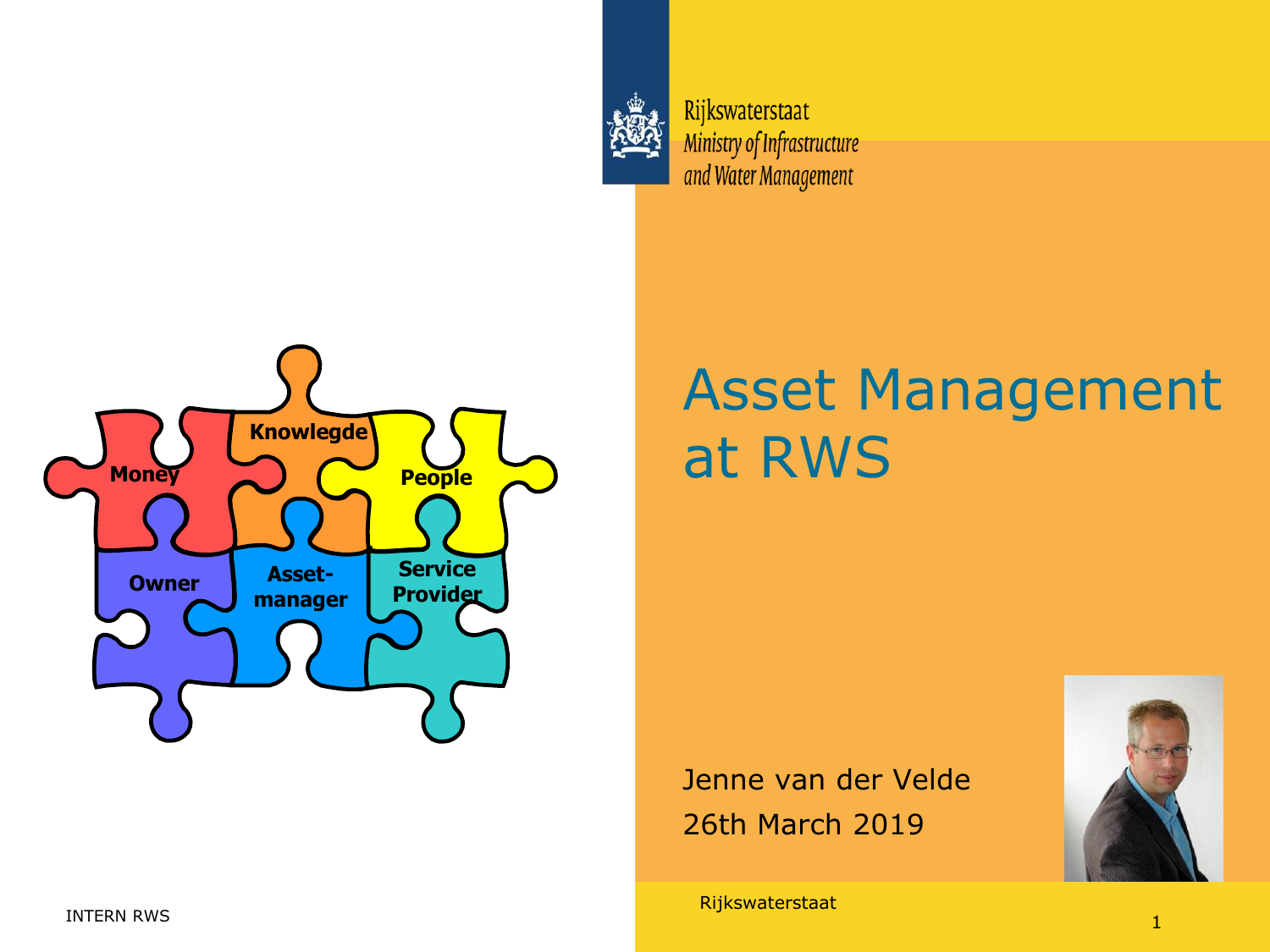Rijkswaterstaat
Ministry of Infrastructure
and Water Management

Money
Knowlegde
People
Owner
Asset-
manager
Service
Provider

# Asset Management at RWS

Jenne van der Velde
26th March 2019

INTERN RWS

Rijkswaterstaat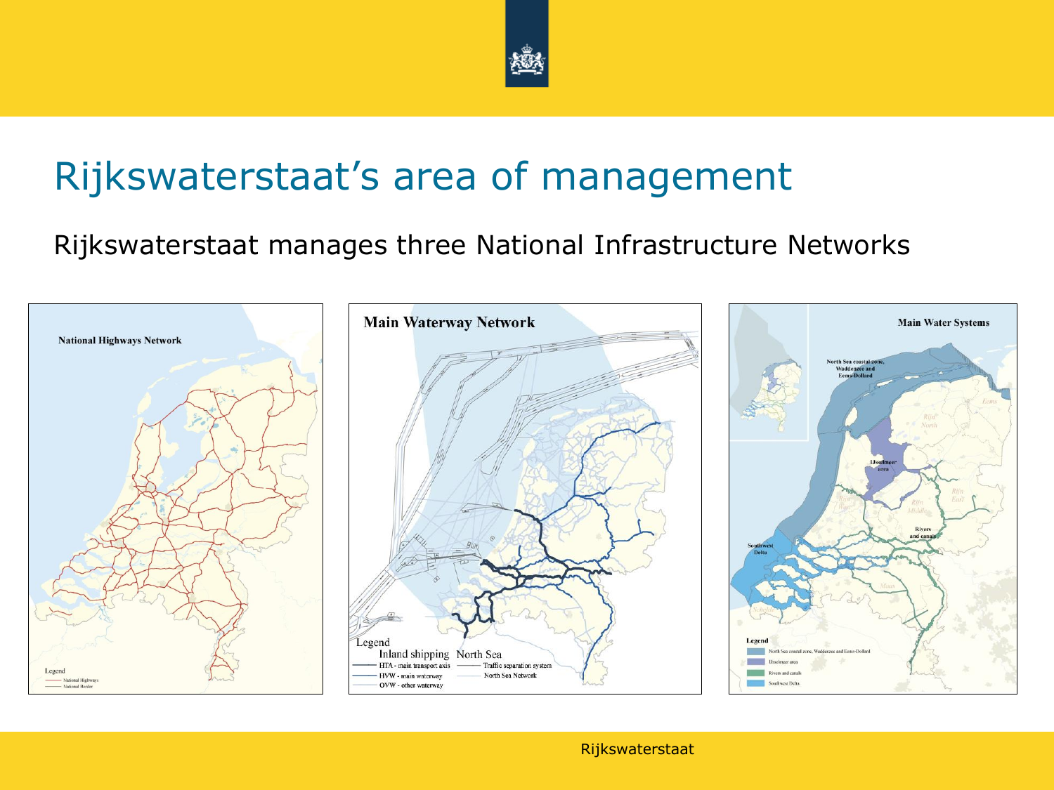# Rijkswaterstaat's area of management

Rijkswaterstaat manages three National Infrastructure Networks

National Highways Network

Legend
National Highways
National Border

Main Waterway Network

Legend
Inland shipping
HTA - main transport axis
HVW - main waterway
OVW - other waterway
North Sea
Traffic separation system
North Sea Network

Main Water Systems

North Sea coastal zone, Waddenzee and Eems-Dollard
IJsselmeer area
Rivers and canals
Southwest Delta

Legend
North Sea coastal zone, Waddenzee and Eems-Dollard
IJsselmeer area
Rivers and canals
Southwest Delta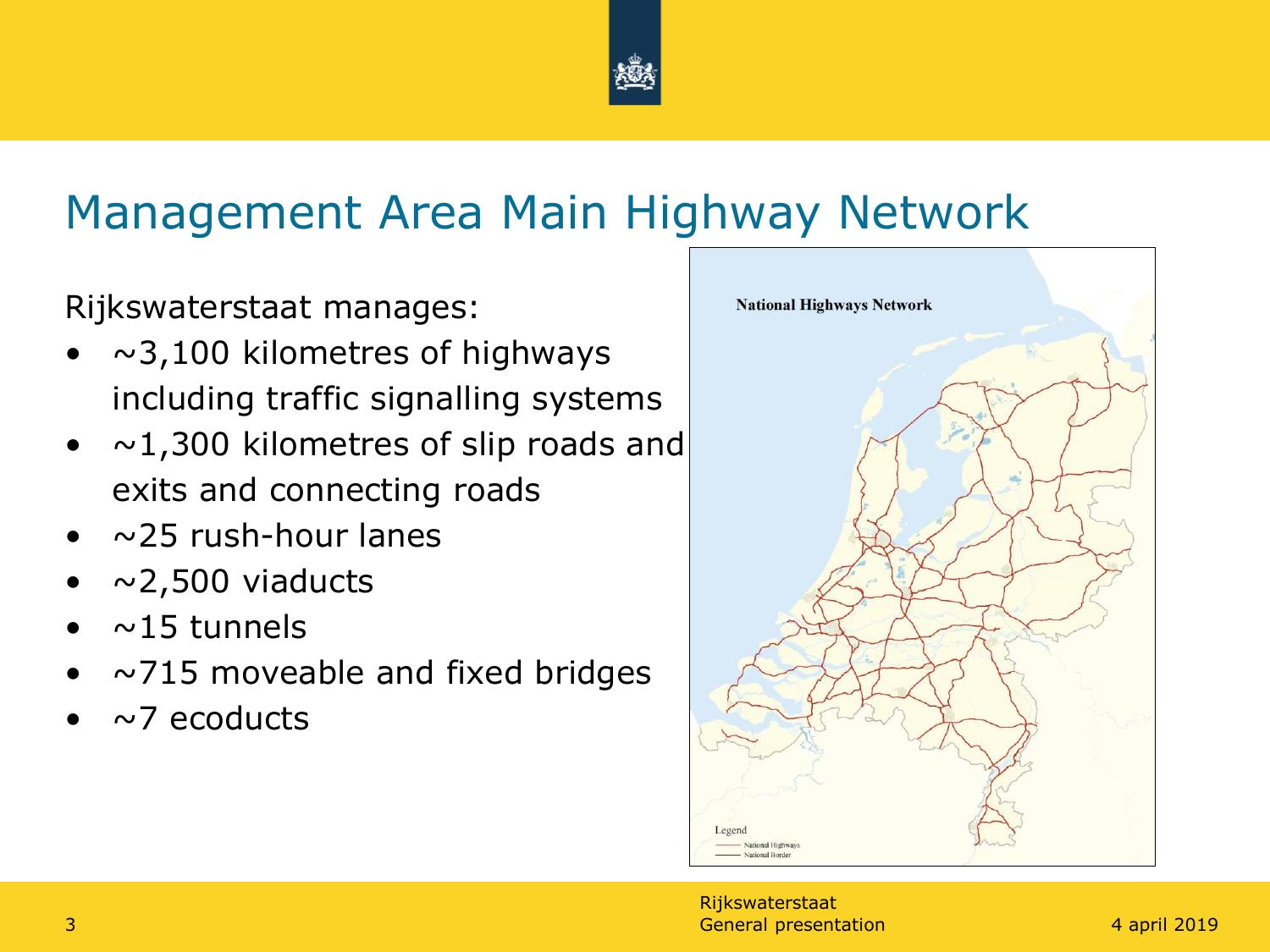# Management Area Main Highway Network

Rijkswaterstaat manages:

- ~3,100 kilometres of highways including traffic signalling systems
- ~1,300 kilometres of slip roads and exits and connecting roads
- ~25 rush-hour lanes
- ~2,500 viaducts
- ~15 tunnels
- ~715 moveable and fixed bridges
- ~7 ecoducts

National Highways Network

Legend
National Highways
National Border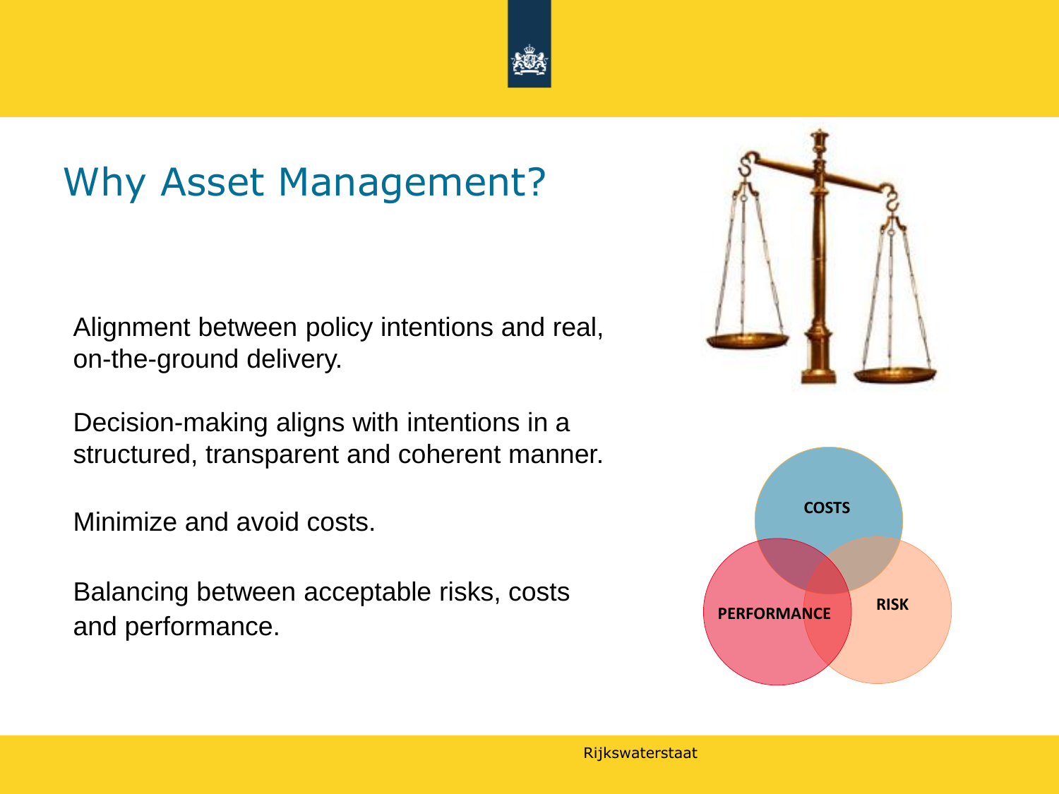# Why Asset Management?

Alignment between policy intentions and real, on-the-ground delivery.

Decision-making aligns with intentions in a structured, transparent and coherent manner.

Minimize and avoid costs.

Balancing between acceptable risks, costs and performance.

COSTS

PERFORMANCE

RISK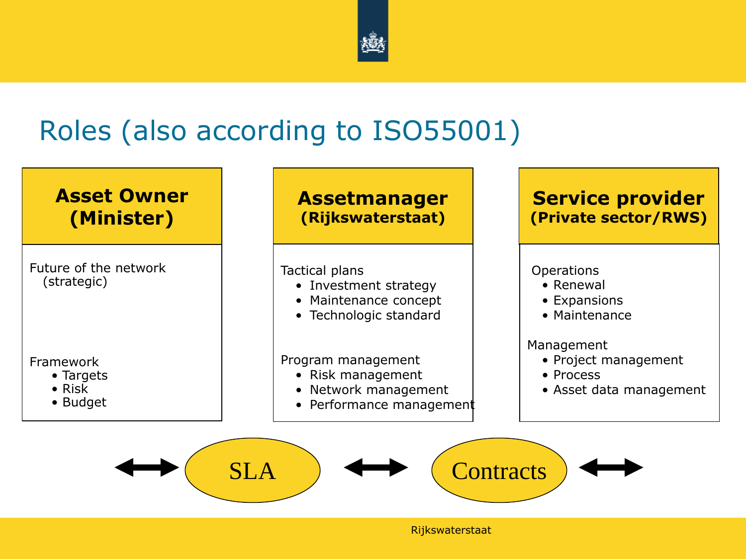# Roles (also according to ISO55001)

## Asset Owner (Minister)

Future of the network (strategic)

Framework

- Targets
- Risk
- Budget

## Assetmanager (Rijkswaterstaat)

Tactical plans

- Investment strategy
- Maintenance concept
- Technologic standard

Program management

- Risk management
- Network management
- Performance management

## Service provider (Private sector/RWS)

Operations

- Renewal
- Expansions
- Maintenance

Management

- Project management
- Process
- Asset data management

↔ SLA ↔ Contracts ↔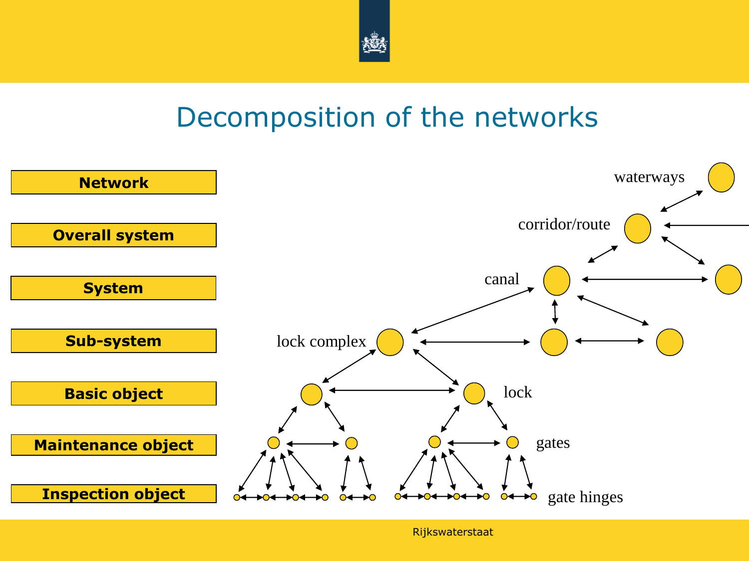# Decomposition of the networks

Network

Overall system

System

Sub-system

Basic object

Maintenance object

Inspection object

waterways

corridor/route

canal

lock complex

lock

gates

gate hinges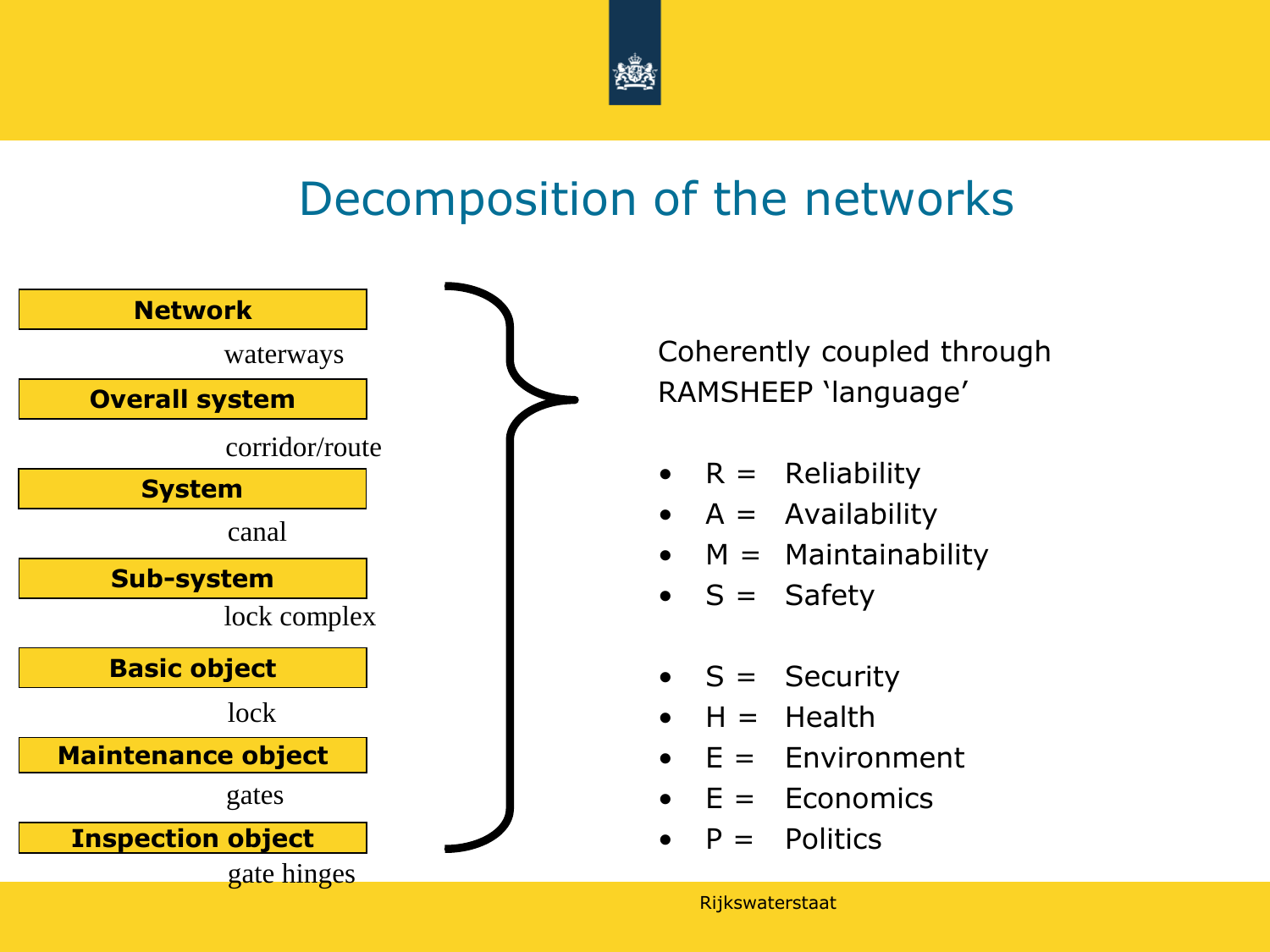# Decomposition of the networks

**Network**

waterways

**Overall system**

corridor/route

**System**

canal

**Sub-system**

lock complex

**Basic object**

lock

**Maintenance object**

gates

**Inspection object**

gate hinges

Coherently coupled through RAMSHEEP ‘language’

- R = Reliability
- A = Availability
- M = Maintainability
- S = Safety

- S = Security
- H = Health
- E = Environment
- E = Economics
- P = Politics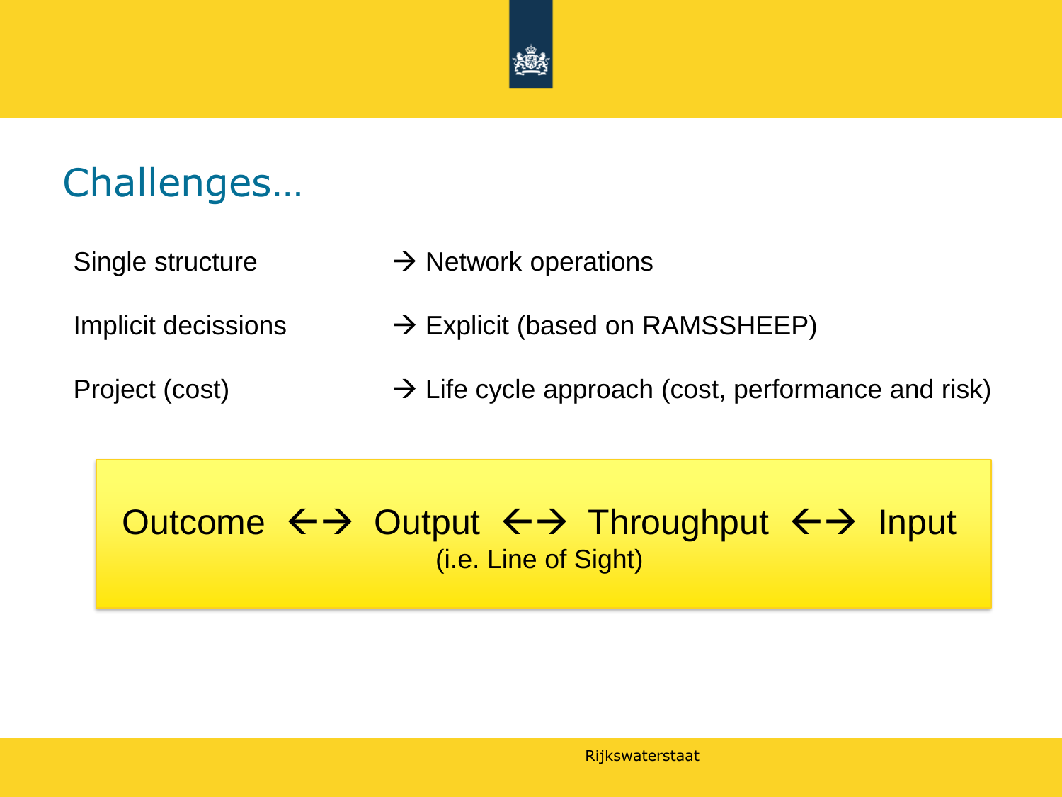# Challenges…

Single structure → Network operations

Implicit decissions → Explicit (based on RAMSSHEEP)

Project (cost) → Life cycle approach (cost, performance and risk)

Outcome ←→ Output ←→ Throughput ←→ Input
(i.e. Line of Sight)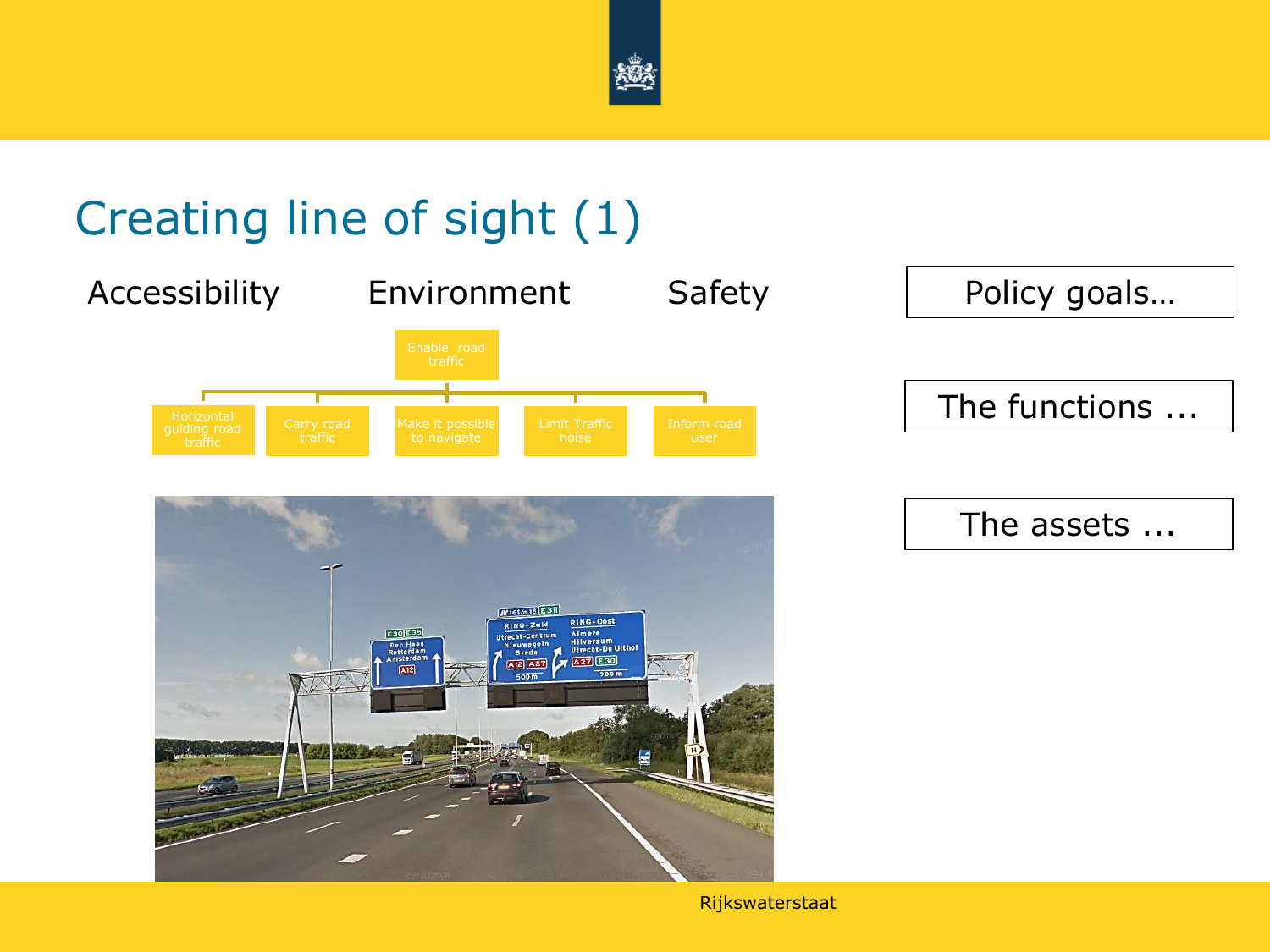# Creating line of sight (1)

Accessibility Environment Safety

Enable road traffic

- Horizontal guiding road traffic
- Carry road traffic
- Make it possible to navigate
- Limit Traffic noise
- Inform road user

Policy goals…

The functions …

The assets …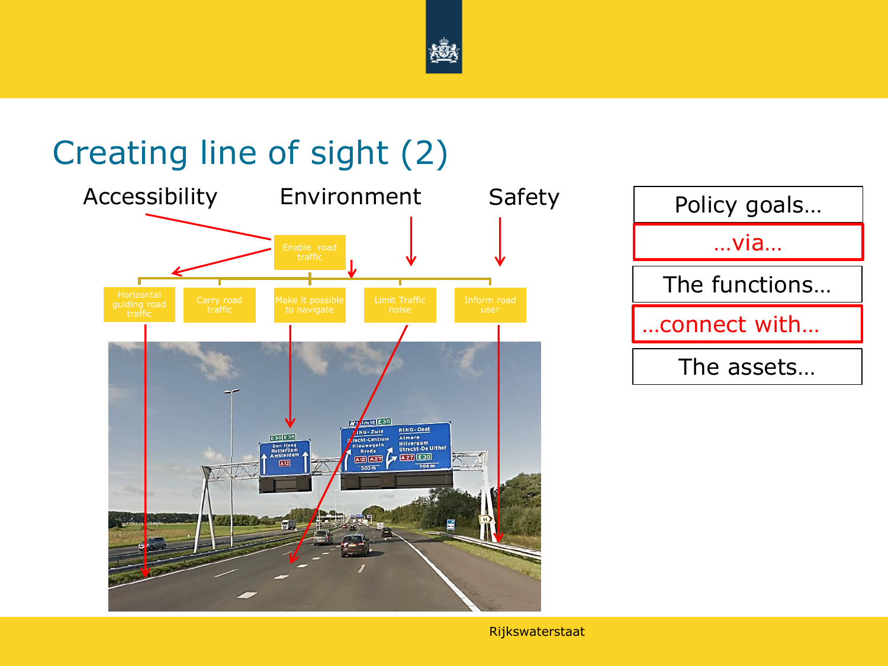# Creating line of sight (2)

Accessibility

Environment

Safety

Enable road traffic

Horizontal guiding road traffic

Carry road traffic

Make it possible to navigate

Limit Traffic noise

Inform road user

Policy goals…

…via…

The functions…

…connect with…

The assets…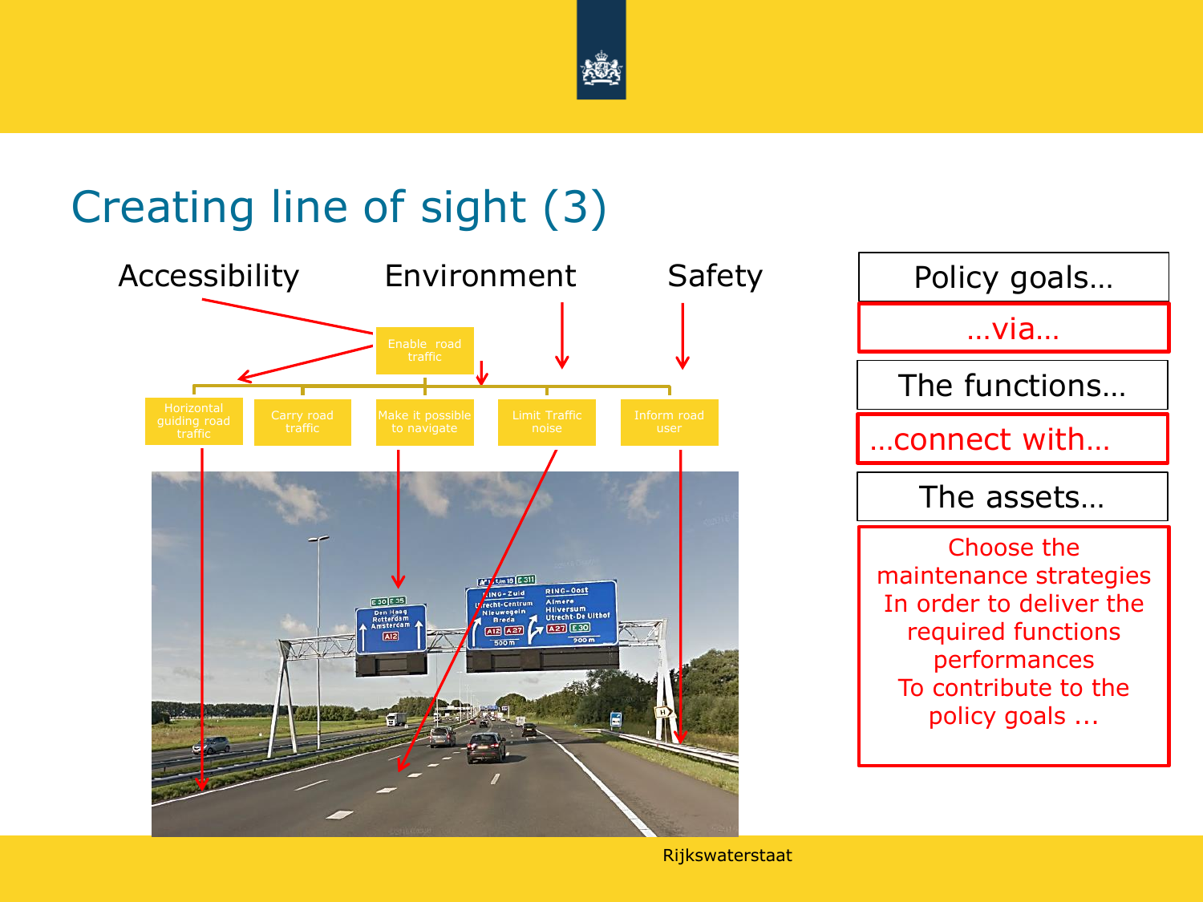# Creating line of sight (3)

Accessibility

Environment

Safety

Enable road traffic

Horizontal guiding road traffic

Carry road traffic

Make it possible to navigate

Limit Traffic noise

Inform road user

Policy goals…

…via…

The functions…

…connect with…

The assets…

Choose the maintenance strategies In order to deliver the required functions performances To contribute to the policy goals ...

Rijkswaterstaat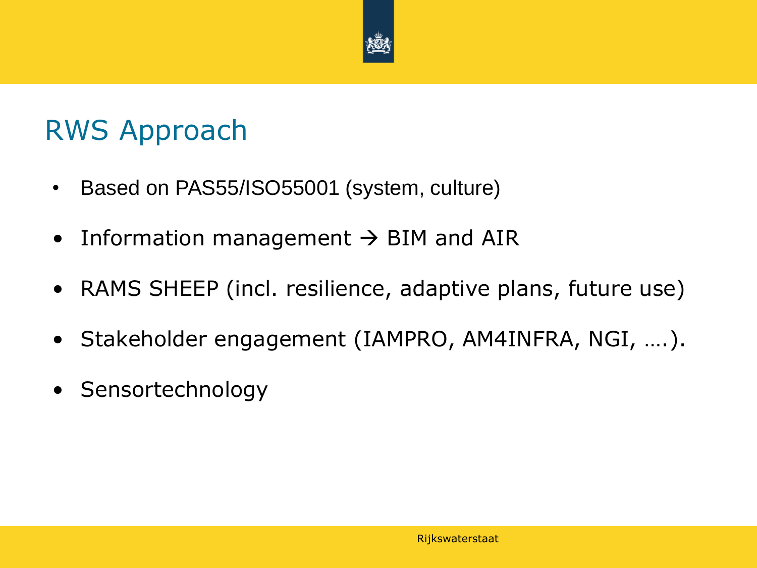# RWS Approach

- Based on PAS55/ISO55001 (system, culture)
- Information management → BIM and AIR
- RAMS SHEEP (incl. resilience, adaptive plans, future use)
- Stakeholder engagement (IAMPRO, AM4INFRA, NGI, ….).
- Sensortechnology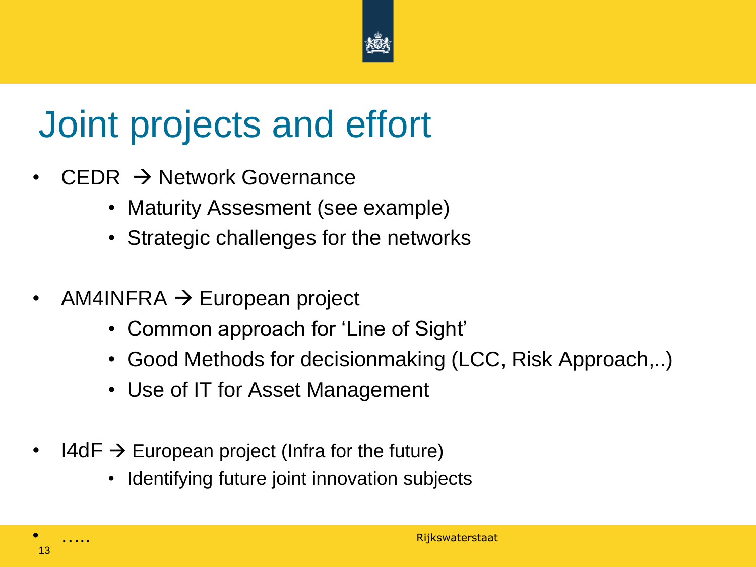# Joint projects and effort

- CEDR → Network Governance
  - Maturity Assesment (see example)
  - Strategic challenges for the networks

- AM4INFRA → European project
  - Common approach for 'Line of Sight'
  - Good Methods for decisionmaking (LCC, Risk Approach,..)
  - Use of IT for Asset Management

- I4dF → European project (Infra for the future)
  - Identifying future joint innovation subjects

- …..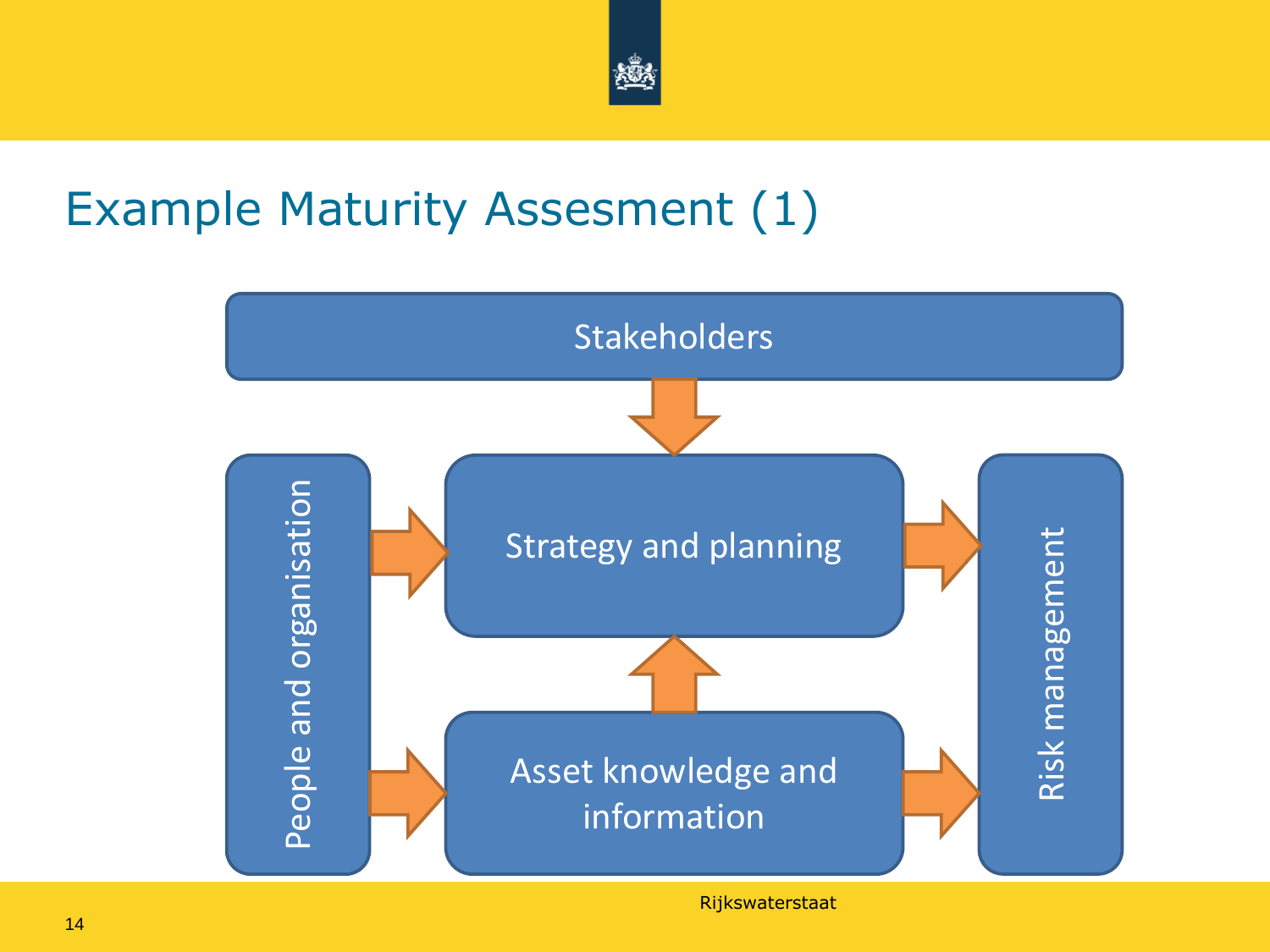# Example Maturity Assesment (1)

Stakeholders

People and organisation

Strategy and planning

Asset knowledge and information

Risk management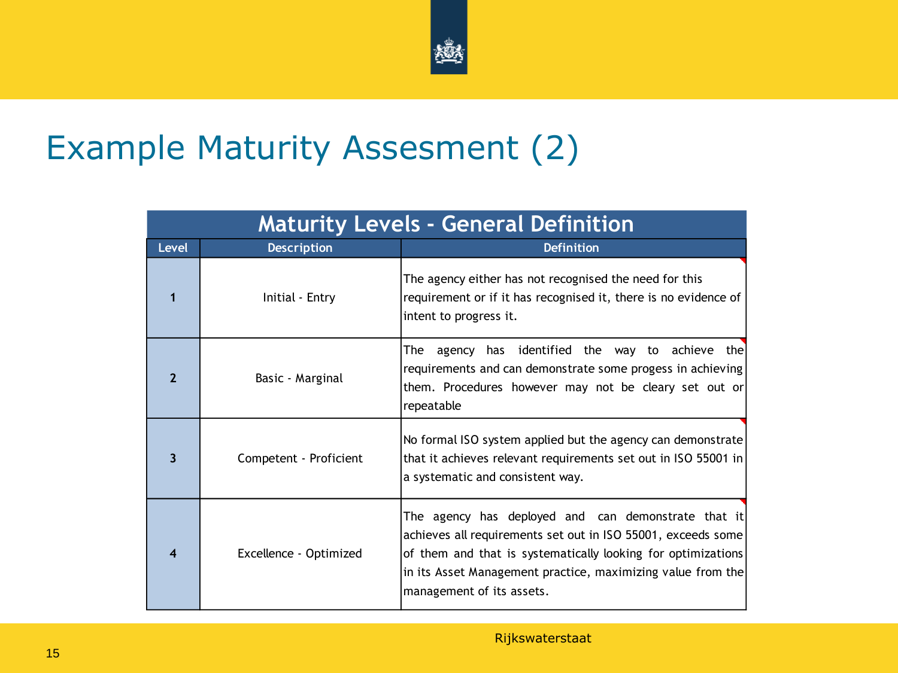# Example Maturity Assesment (2)

| Maturity Levels - General Definition | | |
|---|---|---|
| **Level** | **Description** | **Definition** |
| **1** | Initial - Entry | The agency either has not recognised the need for this requirement or if it has recognised it, there is no evidence of intent to progress it. |
| **2** | Basic - Marginal | The agency has identified the way to achieve the requirements and can demonstrate some progess in achieving them. Procedures however may not be cleary set out or repeatable |
| **3** | Competent - Proficient | No formal ISO system applied but the agency can demonstrate that it achieves relevant requirements set out in ISO 55001 in a systematic and consistent way. |
| **4** | Excellence - Optimized | The agency has deployed and can demonstrate that it achieves all requirements set out in ISO 55001, exceeds some of them and that is systematically looking for optimizations in its Asset Management practice, maximizing value from the management of its assets. |

Rijkswaterstaat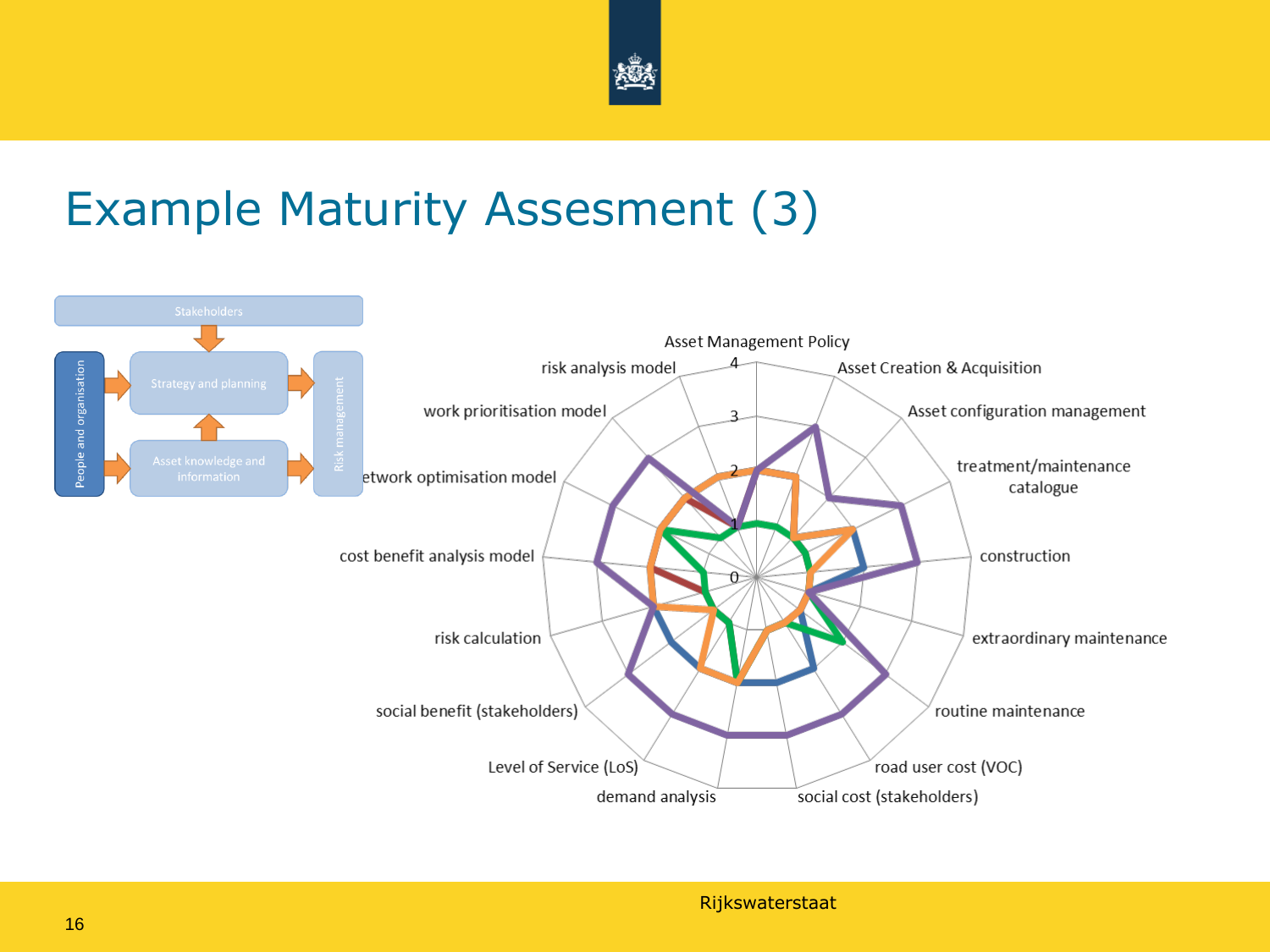# Example Maturity Assesment (3)

Stakeholders

People and organisation

Strategy and planning

Asset knowledge and information

Risk management

Asset Management Policy

Asset Creation & Acquisition

Asset configuration management

treatment/maintenance catalogue

construction

extraordinary maintenance

routine maintenance

road user cost (VOC)

social cost (stakeholders)

demand analysis

Level of Service (LoS)

social benefit (stakeholders)

risk calculation

cost benefit analysis model

etwork optimisation model

work prioritisation model

risk analysis model

4

3

2

1

0

Rijkswaterstaat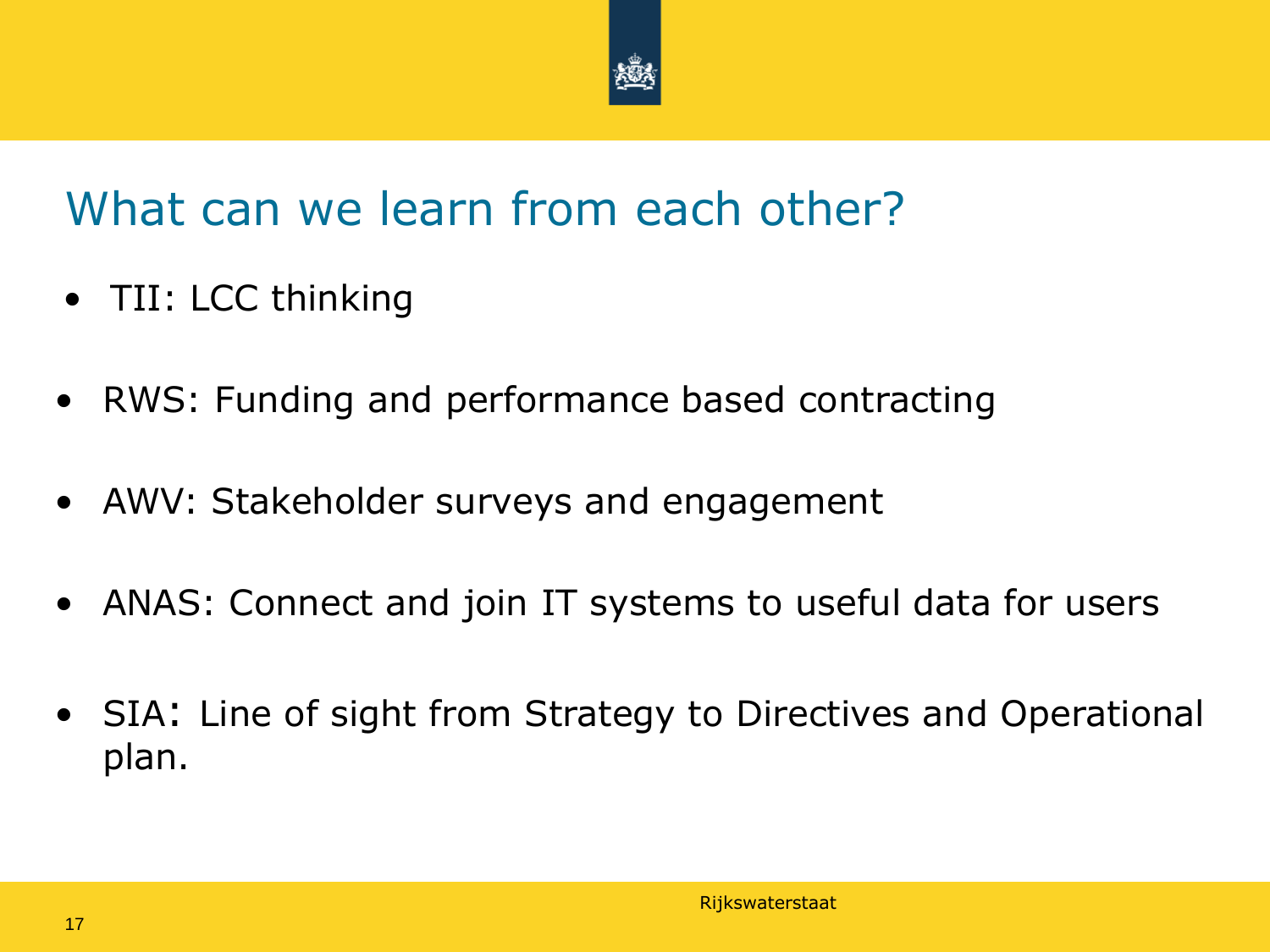# What can we learn from each other?

- TII: LCC thinking
- RWS: Funding and performance based contracting
- AWV: Stakeholder surveys and engagement
- ANAS: Connect and join IT systems to useful data for users
- SIA: Line of sight from Strategy to Directives and Operational plan.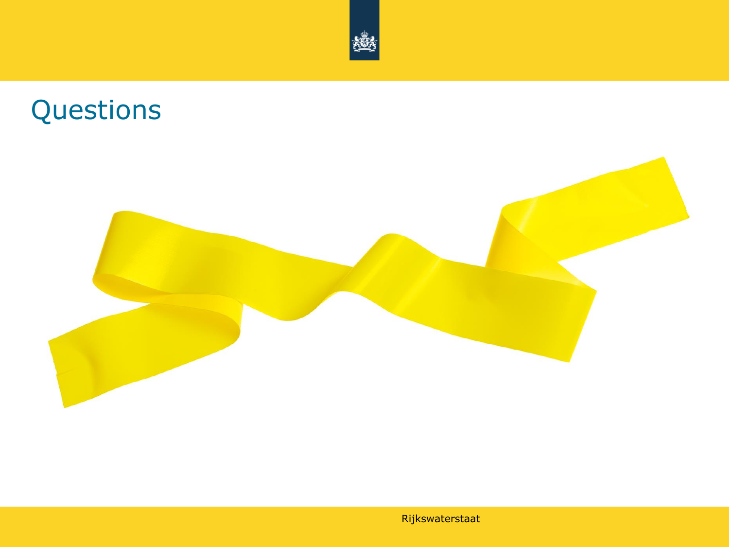# Questions